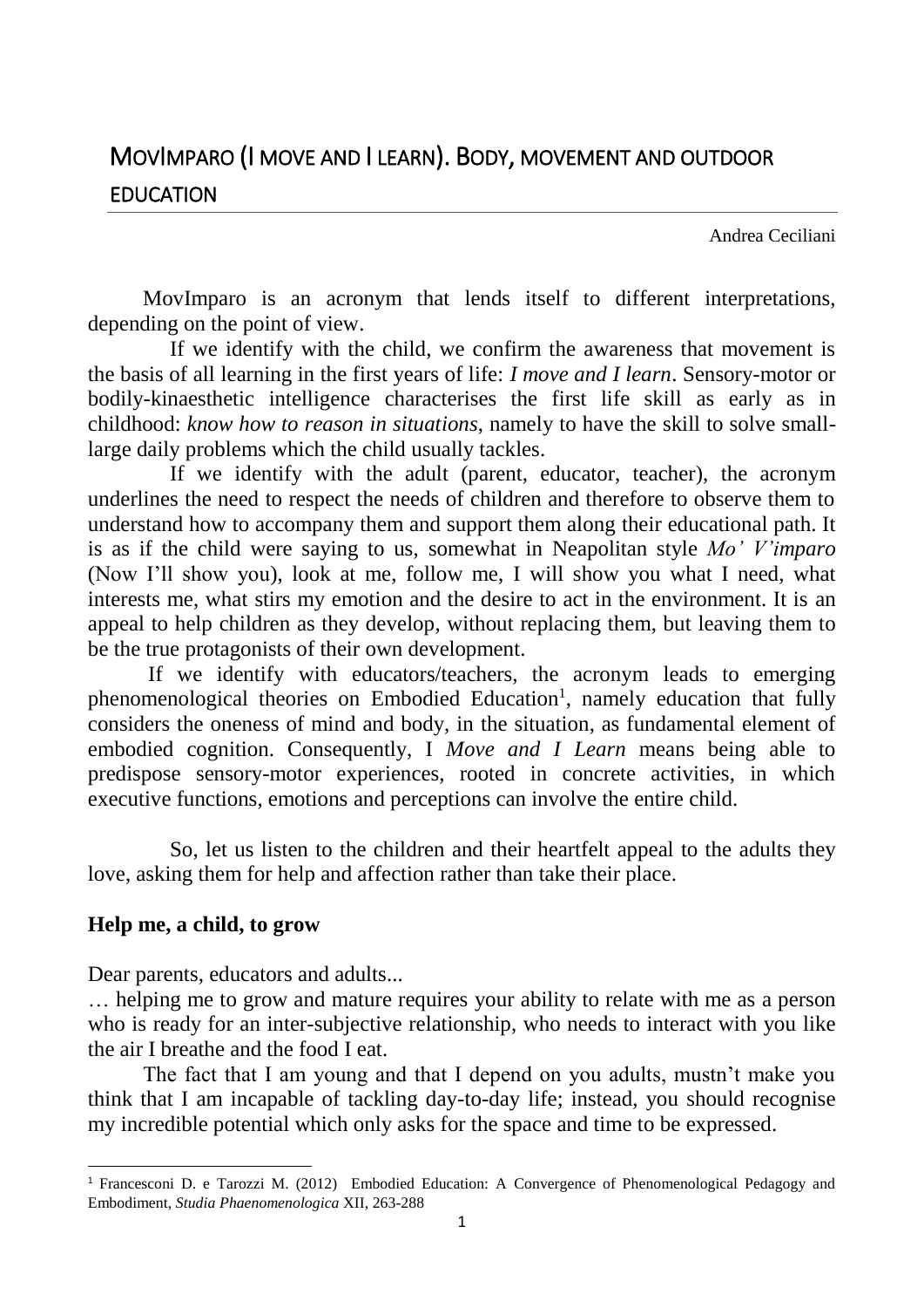# MovImparo (I move and I learn). Body, movement and outdoor education

Andrea Ceciliani

MovImparo is an acronym that lends itself to different interpretations, depending on the point of view.

If we identify with the child, we confirm the awareness that movement is the basis of all learning in the first years of life: *I move and I learn*. Sensory-motor or bodily-kinaesthetic intelligence characterises the first life skill as early as in childhood: *know how to reason in situations*, namely to have the skill to solve small-large daily problems which the child usually tackles.

If we identify with the adult (parent, educator, teacher), the acronym underlines the need to respect the needs of children and therefore to observe them to understand how to accompany them and support them along their educational path. It is as if the child were saying to us, somewhat in Neapolitan style *Mo' V'imparo* (Now I'll show you), look at me, follow me, I will show you what I need, what interests me, what stirs my emotion and the desire to act in the environment. It is an appeal to help children as they develop, without replacing them, but leaving them to be the true protagonists of their own development.

If we identify with educators/teachers, the acronym leads to emerging phenomenological theories on Embodied Education[1], namely education that fully considers the oneness of mind and body, in the situation, as fundamental element of embodied cognition. Consequently, I *Move and I Learn* means being able to predispose sensory-motor experiences, rooted in concrete activities, in which executive functions, emotions and perceptions can involve the entire child.

So, let us listen to the children and their heartfelt appeal to the adults they love, asking them for help and affection rather than take their place.

**Help me, a child, to grow**

Dear parents, educators and adults...

… helping me to grow and mature requires your ability to relate with me as a person who is ready for an inter-subjective relationship, who needs to interact with you like the air I breathe and the food I eat.

The fact that I am young and that I depend on you adults, mustn't make you think that I am incapable of tackling day-to-day life; instead, you should recognise my incredible potential which only asks for the space and time to be expressed.

[1] Francesconi D. e Tarozzi M. (2012) Embodied Education: A Convergence of Phenomenological Pedagogy and Embodiment, *Studia Phaenomenologica* XII, 263-288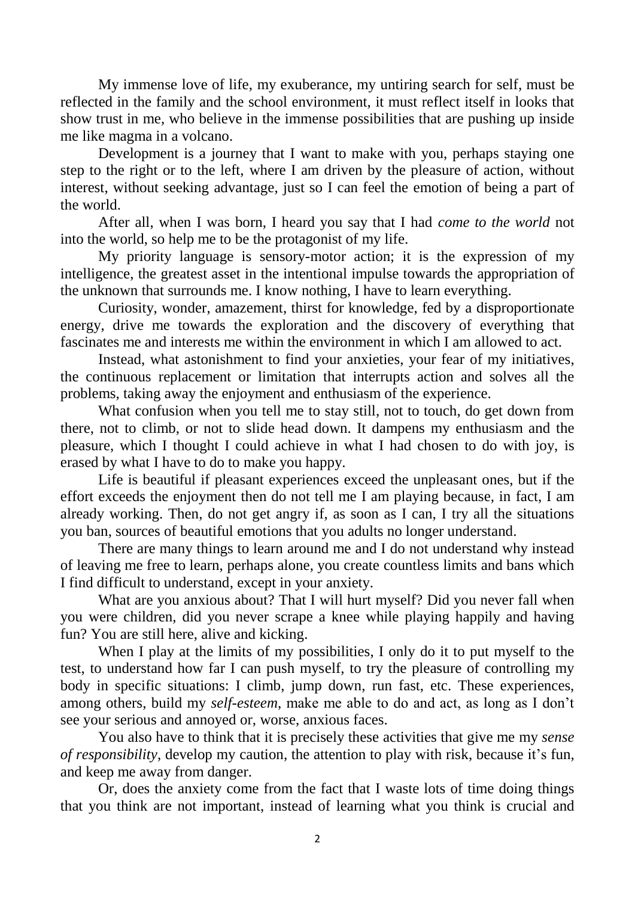My immense love of life, my exuberance, my untiring search for self, must be reflected in the family and the school environment, it must reflect itself in looks that show trust in me, who believe in the immense possibilities that are pushing up inside me like magma in a volcano.

Development is a journey that I want to make with you, perhaps staying one step to the right or to the left, where I am driven by the pleasure of action, without interest, without seeking advantage, just so I can feel the emotion of being a part of the world.

After all, when I was born, I heard you say that I had *come to the world* not into the world, so help me to be the protagonist of my life.

My priority language is sensory-motor action; it is the expression of my intelligence, the greatest asset in the intentional impulse towards the appropriation of the unknown that surrounds me. I know nothing, I have to learn everything.

Curiosity, wonder, amazement, thirst for knowledge, fed by a disproportionate energy, drive me towards the exploration and the discovery of everything that fascinates me and interests me within the environment in which I am allowed to act.

Instead, what astonishment to find your anxieties, your fear of my initiatives, the continuous replacement or limitation that interrupts action and solves all the problems, taking away the enjoyment and enthusiasm of the experience.

What confusion when you tell me to stay still, not to touch, do get down from there, not to climb, or not to slide head down. It dampens my enthusiasm and the pleasure, which I thought I could achieve in what I had chosen to do with joy, is erased by what I have to do to make you happy.

Life is beautiful if pleasant experiences exceed the unpleasant ones, but if the effort exceeds the enjoyment then do not tell me I am playing because, in fact, I am already working. Then, do not get angry if, as soon as I can, I try all the situations you ban, sources of beautiful emotions that you adults no longer understand.

There are many things to learn around me and I do not understand why instead of leaving me free to learn, perhaps alone, you create countless limits and bans which I find difficult to understand, except in your anxiety.

What are you anxious about? That I will hurt myself? Did you never fall when you were children, did you never scrape a knee while playing happily and having fun? You are still here, alive and kicking.

When I play at the limits of my possibilities, I only do it to put myself to the test, to understand how far I can push myself, to try the pleasure of controlling my body in specific situations: I climb, jump down, run fast, etc. These experiences, among others, build my *self-esteem*, make me able to do and act, as long as I don't see your serious and annoyed or, worse, anxious faces.

You also have to think that it is precisely these activities that give me my *sense of responsibility*, develop my caution, the attention to play with risk, because it's fun, and keep me away from danger.

Or, does the anxiety come from the fact that I waste lots of time doing things that you think are not important, instead of learning what you think is crucial and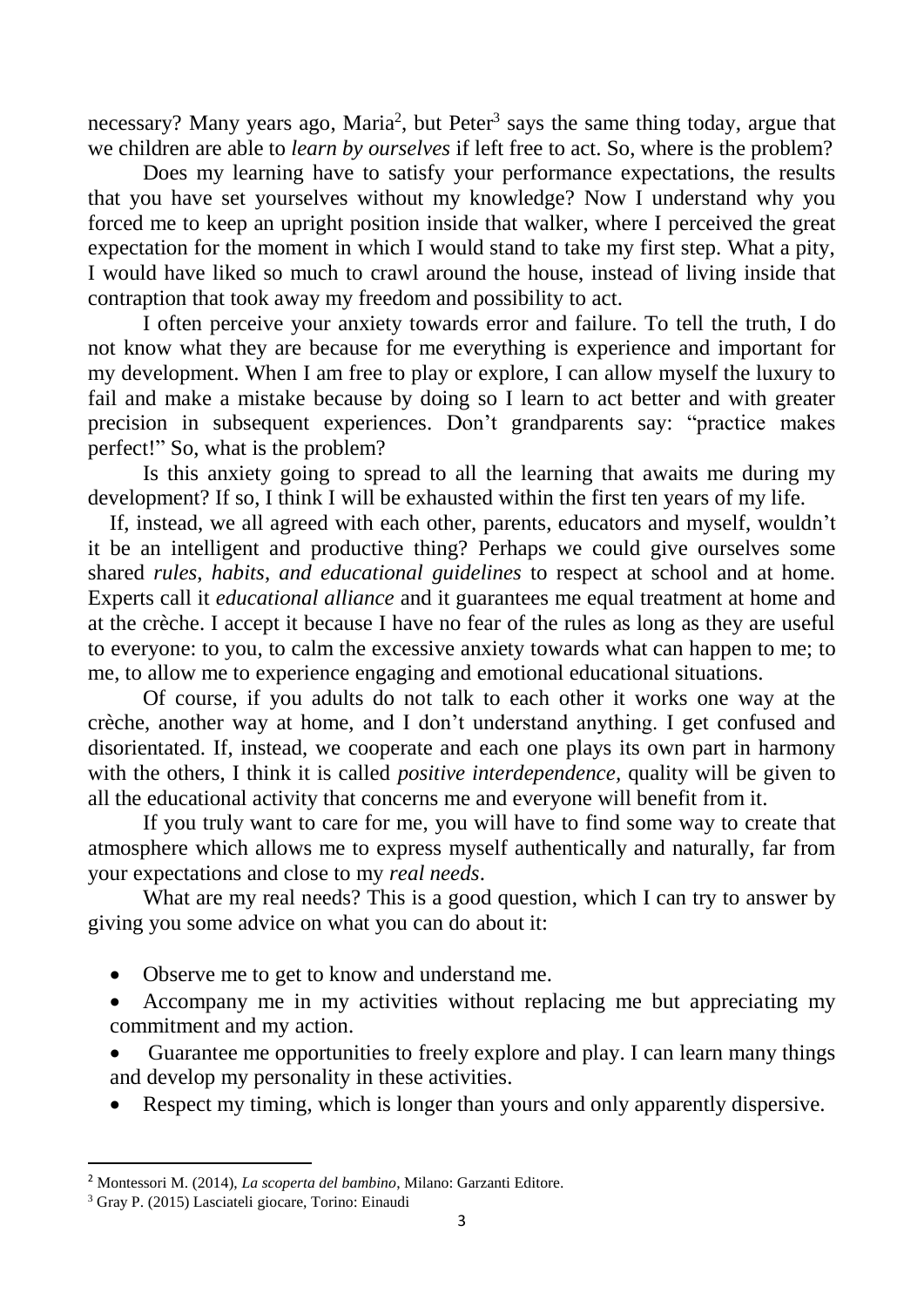necessary? Many years ago, Maria[2], but Peter[3] says the same thing today, argue that we children are able to *learn by ourselves* if left free to act. So, where is the problem?

Does my learning have to satisfy your performance expectations, the results that you have set yourselves without my knowledge? Now I understand why you forced me to keep an upright position inside that walker, where I perceived the great expectation for the moment in which I would stand to take my first step. What a pity, I would have liked so much to crawl around the house, instead of living inside that contraption that took away my freedom and possibility to act.

I often perceive your anxiety towards error and failure. To tell the truth, I do not know what they are because for me everything is experience and important for my development. When I am free to play or explore, I can allow myself the luxury to fail and make a mistake because by doing so I learn to act better and with greater precision in subsequent experiences. Don't grandparents say: "practice makes perfect!" So, what is the problem?

Is this anxiety going to spread to all the learning that awaits me during my development? If so, I think I will be exhausted within the first ten years of my life.

If, instead, we all agreed with each other, parents, educators and myself, wouldn't it be an intelligent and productive thing? Perhaps we could give ourselves some shared *rules*, *habits*, *and educational guidelines* to respect at school and at home. Experts call it *educational alliance* and it guarantees me equal treatment at home and at the crèche. I accept it because I have no fear of the rules as long as they are useful to everyone: to you, to calm the excessive anxiety towards what can happen to me; to me, to allow me to experience engaging and emotional educational situations.

Of course, if you adults do not talk to each other it works one way at the crèche, another way at home, and I don't understand anything. I get confused and disorientated. If, instead, we cooperate and each one plays its own part in harmony with the others, I think it is called *positive interdependence*, quality will be given to all the educational activity that concerns me and everyone will benefit from it.

If you truly want to care for me, you will have to find some way to create that atmosphere which allows me to express myself authentically and naturally, far from your expectations and close to my *real needs*.

What are my real needs? This is a good question, which I can try to answer by giving you some advice on what you can do about it:

- Observe me to get to know and understand me.
- Accompany me in my activities without replacing me but appreciating my commitment and my action.
- Guarantee me opportunities to freely explore and play. I can learn many things and develop my personality in these activities.
- Respect my timing, which is longer than yours and only apparently dispersive.

[2] Montessori M. (2014), *La scoperta del bambino*, Milano: Garzanti Editore.

[3] Gray P. (2015) Lasciateli giocare, Torino: Einaudi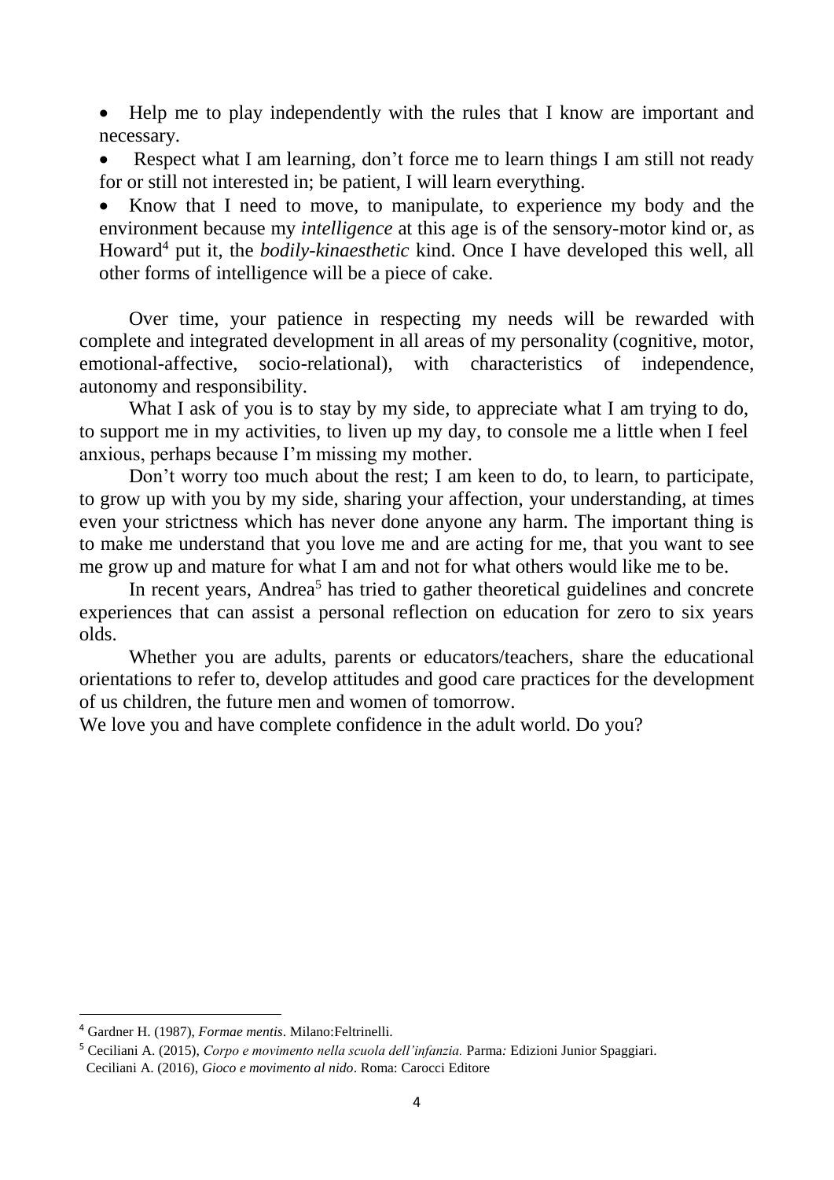- Help me to play independently with the rules that I know are important and necessary.
- Respect what I am learning, don't force me to learn things I am still not ready for or still not interested in; be patient, I will learn everything.
- Know that I need to move, to manipulate, to experience my body and the environment because my *intelligence* at this age is of the sensory-motor kind or, as Howard[4] put it, the *bodily-kinaesthetic* kind. Once I have developed this well, all other forms of intelligence will be a piece of cake.

Over time, your patience in respecting my needs will be rewarded with complete and integrated development in all areas of my personality (cognitive, motor, emotional-affective, socio-relational), with characteristics of independence, autonomy and responsibility.

What I ask of you is to stay by my side, to appreciate what I am trying to do, to support me in my activities, to liven up my day, to console me a little when I feel anxious, perhaps because I'm missing my mother.

Don't worry too much about the rest; I am keen to do, to learn, to participate, to grow up with you by my side, sharing your affection, your understanding, at times even your strictness which has never done anyone any harm. The important thing is to make me understand that you love me and are acting for me, that you want to see me grow up and mature for what I am and not for what others would like me to be.

In recent years, Andrea[5] has tried to gather theoretical guidelines and concrete experiences that can assist a personal reflection on education for zero to six years olds.

Whether you are adults, parents or educators/teachers, share the educational orientations to refer to, develop attitudes and good care practices for the development of us children, the future men and women of tomorrow.

We love you and have complete confidence in the adult world. Do you?

---

[4] Gardner H. (1987), *Formae mentis*. Milano:Feltrinelli.

[5] Ceciliani A. (2015), *Corpo e movimento nella scuola dell'infanzia.* Parma: Edizioni Junior Spaggiari.
Ceciliani A. (2016), *Gioco e movimento al nido*. Roma: Carocci Editore